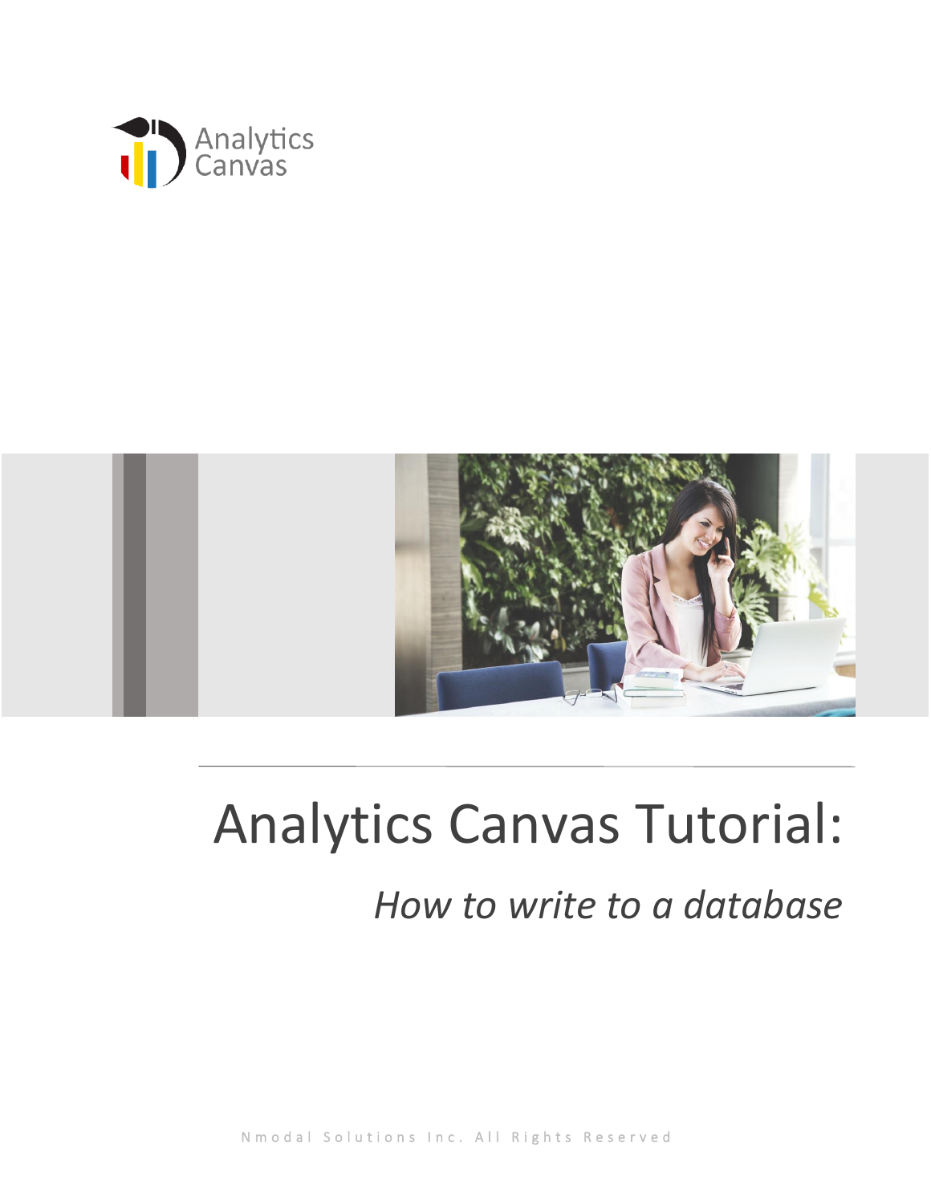Analytics Canvas

# Analytics Canvas Tutorial:

## *How to write to a database*

Nmodal Solutions Inc. All Rights Reserved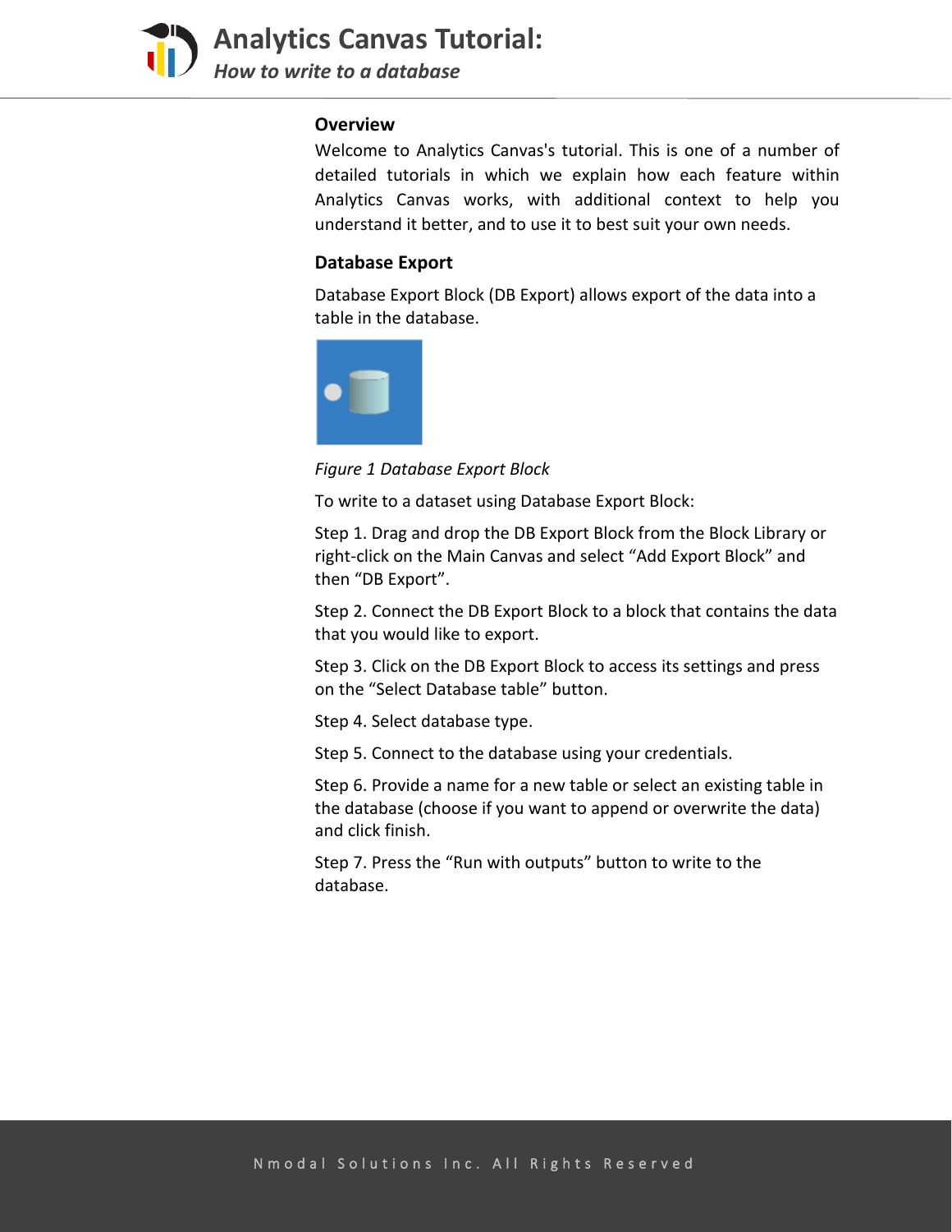## Overview

Welcome to Analytics Canvas's tutorial. This is one of a number of detailed tutorials in which we explain how each feature within Analytics Canvas works, with additional context to help you understand it better, and to use it to best suit your own needs.

## Database Export

Database Export Block (DB Export) allows export of the data into a table in the database.

*Figure 1 Database Export Block*

To write to a dataset using Database Export Block:

Step 1. Drag and drop the DB Export Block from the Block Library or right-click on the Main Canvas and select "Add Export Block" and then "DB Export".

Step 2. Connect the DB Export Block to a block that contains the data that you would like to export.

Step 3. Click on the DB Export Block to access its settings and press on the "Select Database table" button.

Step 4. Select database type.

Step 5. Connect to the database using your credentials.

Step 6. Provide a name for a new table or select an existing table in the database (choose if you want to append or overwrite the data) and click finish.

Step 7. Press the "Run with outputs" button to write to the database.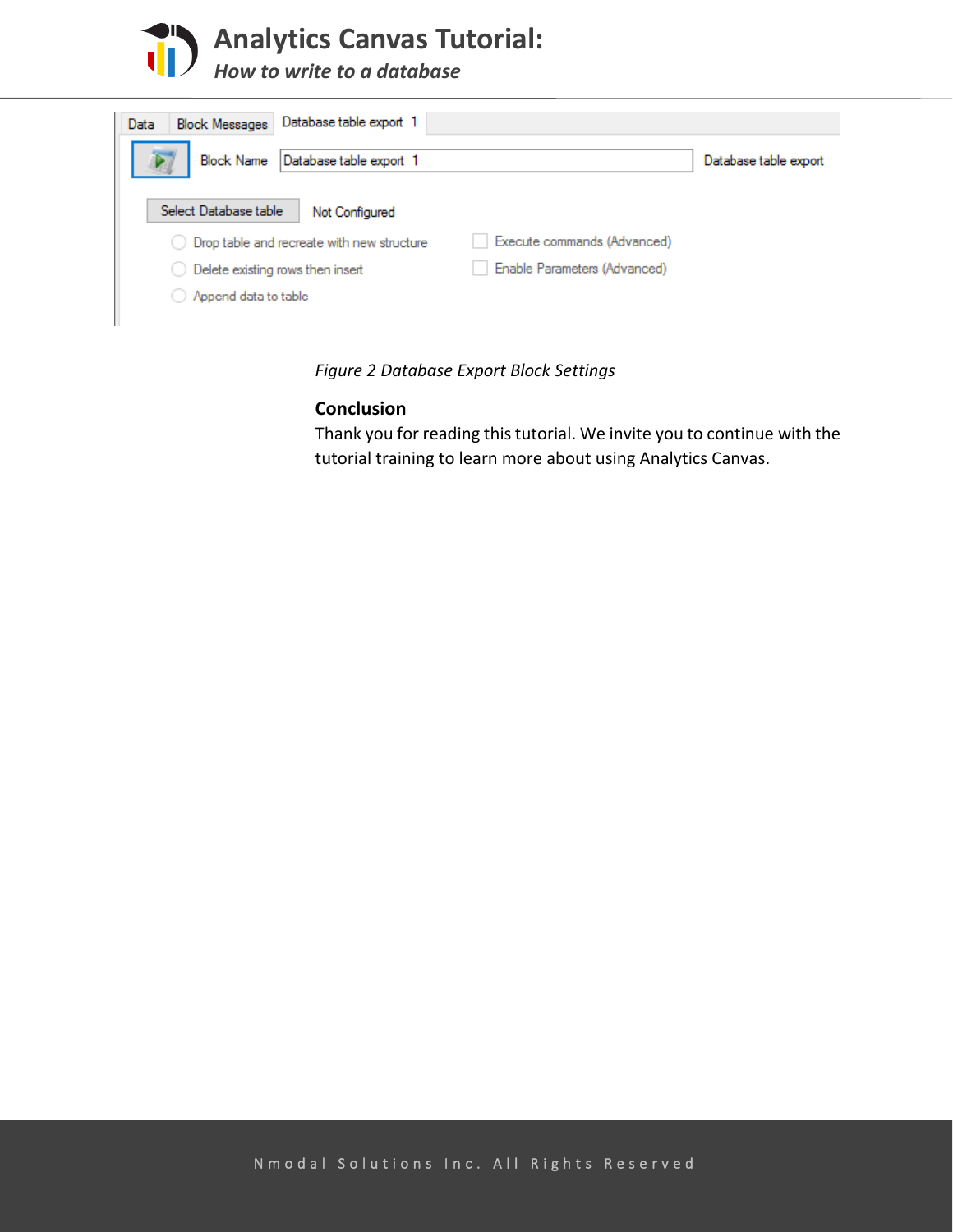Figure 2 Database Export Block Settings

## Conclusion

Thank you for reading this tutorial. We invite you to continue with the tutorial training to learn more about using Analytics Canvas.